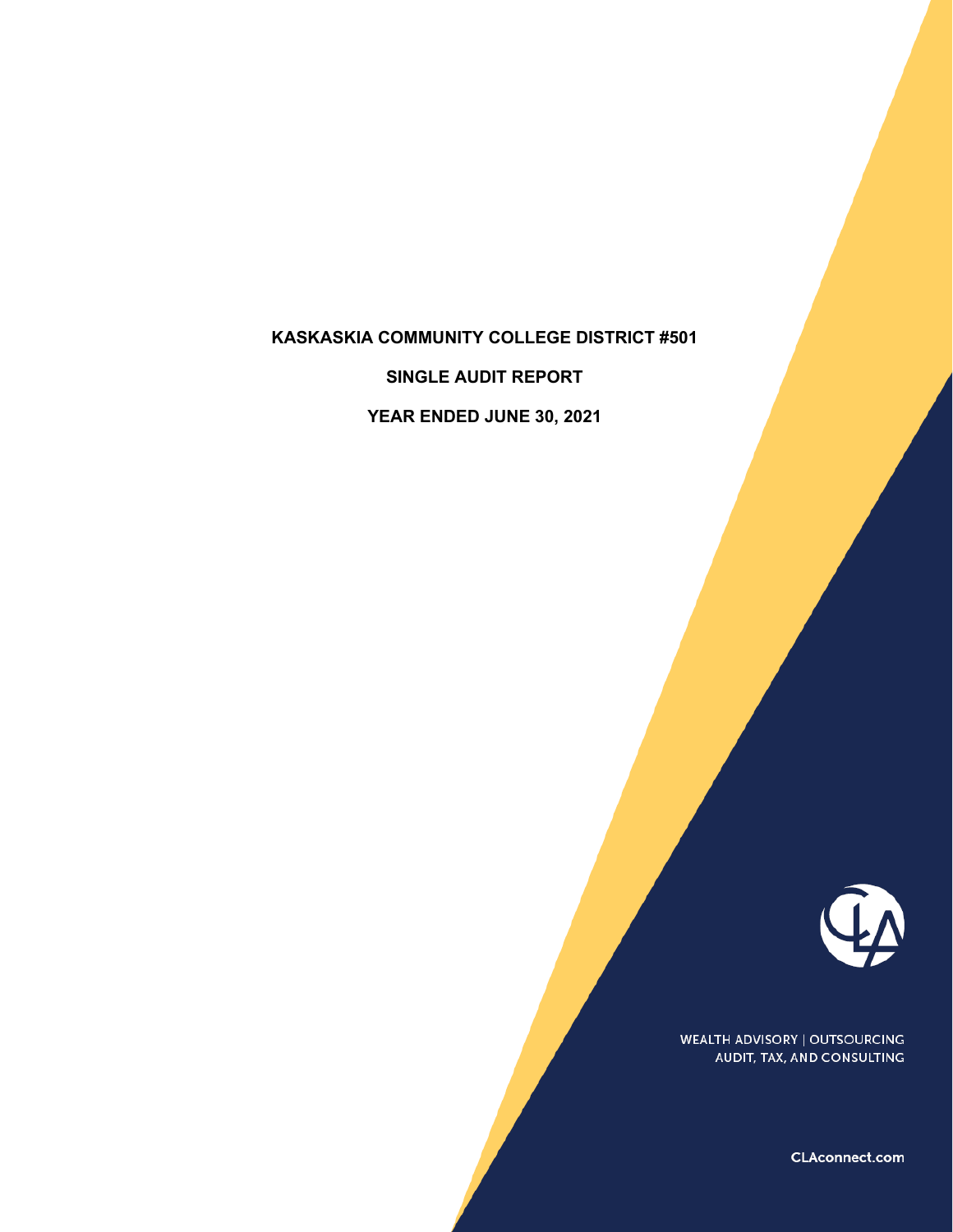# KASKASKIA COMMUNITY COLLEGE DISTRICT #501

## SINGLE AUDIT REPORT

## YEAR ENDED JUNE 30, 2021

WEALTH ADVISORY | OUTSOURCING
AUDIT, TAX, AND CONSULTING

CLAconnect.com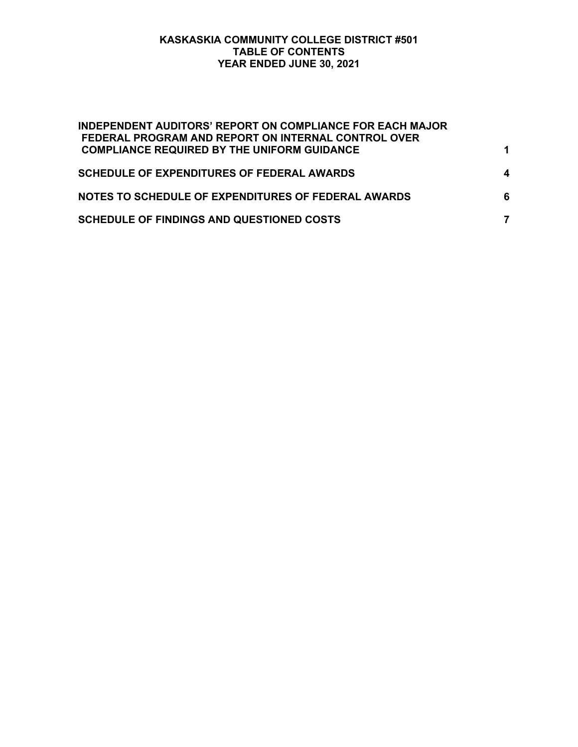# KASKASKIA COMMUNITY COLLEGE DISTRICT #501
## TABLE OF CONTENTS
## YEAR ENDED JUNE 30, 2021

| | |
|---|---|
| **INDEPENDENT AUDITORS' REPORT ON COMPLIANCE FOR EACH MAJOR FEDERAL PROGRAM AND REPORT ON INTERNAL CONTROL OVER COMPLIANCE REQUIRED BY THE UNIFORM GUIDANCE** | **1** |
| **SCHEDULE OF EXPENDITURES OF FEDERAL AWARDS** | **4** |
| **NOTES TO SCHEDULE OF EXPENDITURES OF FEDERAL AWARDS** | **6** |
| **SCHEDULE OF FINDINGS AND QUESTIONED COSTS** | **7** |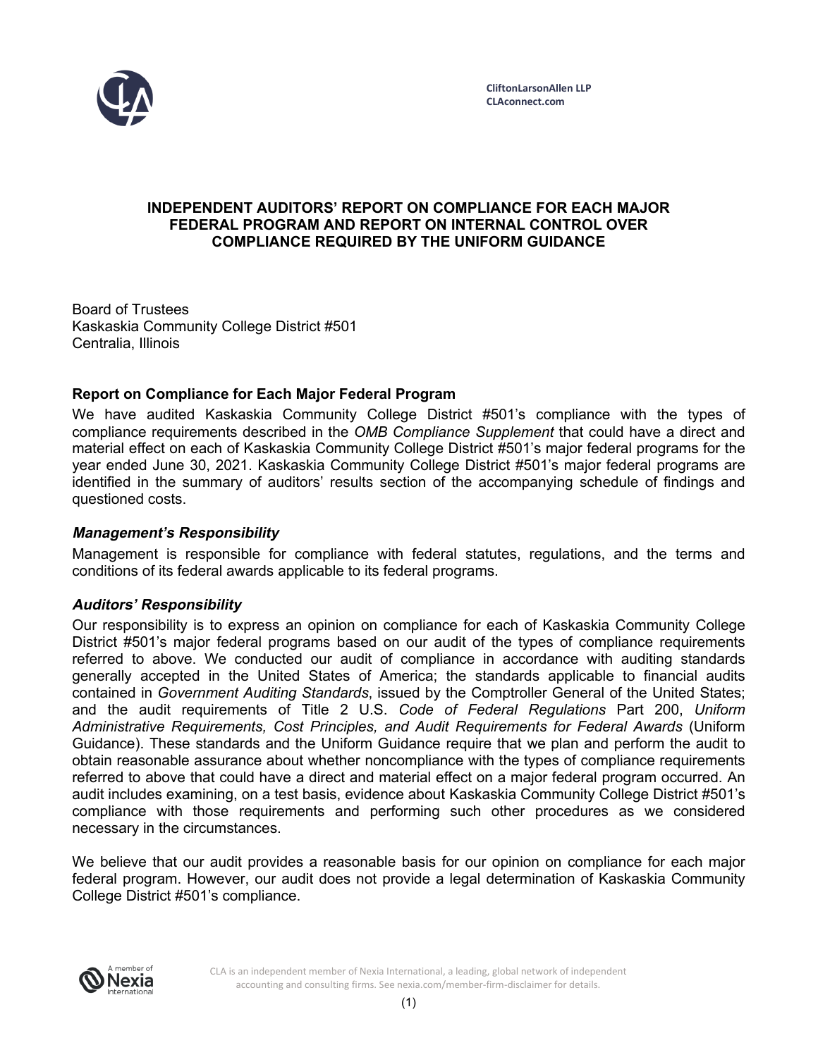CliftonLarsonAllen LLP
CLAconnect.com

# INDEPENDENT AUDITORS' REPORT ON COMPLIANCE FOR EACH MAJOR FEDERAL PROGRAM AND REPORT ON INTERNAL CONTROL OVER COMPLIANCE REQUIRED BY THE UNIFORM GUIDANCE

Board of Trustees
Kaskaskia Community College District #501
Centralia, Illinois

## Report on Compliance for Each Major Federal Program

We have audited Kaskaskia Community College District #501's compliance with the types of compliance requirements described in the *OMB Compliance Supplement* that could have a direct and material effect on each of Kaskaskia Community College District #501's major federal programs for the year ended June 30, 2021. Kaskaskia Community College District #501's major federal programs are identified in the summary of auditors' results section of the accompanying schedule of findings and questioned costs.

### *Management's Responsibility*

Management is responsible for compliance with federal statutes, regulations, and the terms and conditions of its federal awards applicable to its federal programs.

### *Auditors' Responsibility*

Our responsibility is to express an opinion on compliance for each of Kaskaskia Community College District #501's major federal programs based on our audit of the types of compliance requirements referred to above. We conducted our audit of compliance in accordance with auditing standards generally accepted in the United States of America; the standards applicable to financial audits contained in *Government Auditing Standards*, issued by the Comptroller General of the United States; and the audit requirements of Title 2 U.S. *Code of Federal Regulations* Part 200, *Uniform Administrative Requirements, Cost Principles, and Audit Requirements for Federal Awards* (Uniform Guidance). These standards and the Uniform Guidance require that we plan and perform the audit to obtain reasonable assurance about whether noncompliance with the types of compliance requirements referred to above that could have a direct and material effect on a major federal program occurred. An audit includes examining, on a test basis, evidence about Kaskaskia Community College District #501's compliance with those requirements and performing such other procedures as we considered necessary in the circumstances.

We believe that our audit provides a reasonable basis for our opinion on compliance for each major federal program. However, our audit does not provide a legal determination of Kaskaskia Community College District #501's compliance.

CLA is an independent member of Nexia International, a leading, global network of independent accounting and consulting firms. See nexia.com/member-firm-disclaimer for details.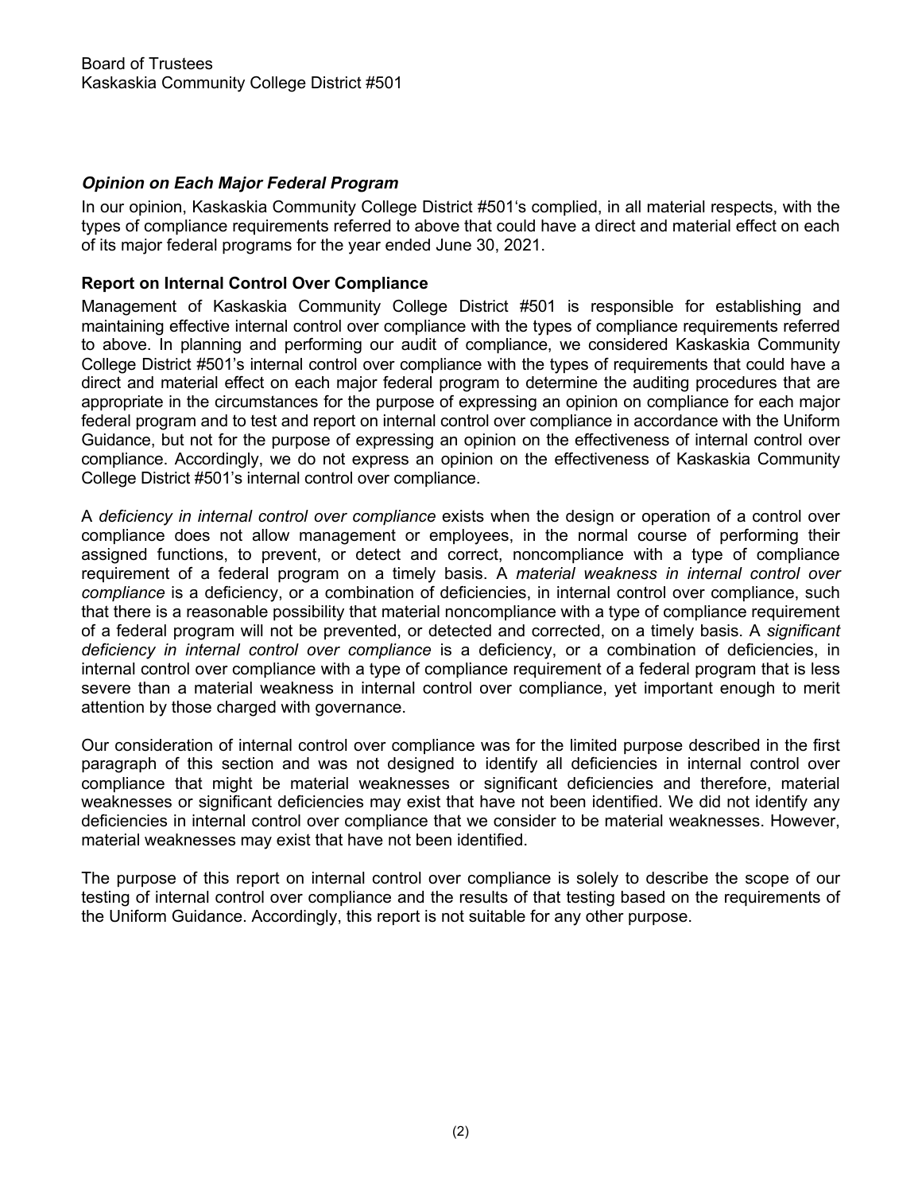Board of Trustees
Kaskaskia Community College District #501

### *Opinion on Each Major Federal Program*

In our opinion, Kaskaskia Community College District #501's complied, in all material respects, with the types of compliance requirements referred to above that could have a direct and material effect on each of its major federal programs for the year ended June 30, 2021.

### Report on Internal Control Over Compliance

Management of Kaskaskia Community College District #501 is responsible for establishing and maintaining effective internal control over compliance with the types of compliance requirements referred to above. In planning and performing our audit of compliance, we considered Kaskaskia Community College District #501's internal control over compliance with the types of requirements that could have a direct and material effect on each major federal program to determine the auditing procedures that are appropriate in the circumstances for the purpose of expressing an opinion on compliance for each major federal program and to test and report on internal control over compliance in accordance with the Uniform Guidance, but not for the purpose of expressing an opinion on the effectiveness of internal control over compliance. Accordingly, we do not express an opinion on the effectiveness of Kaskaskia Community College District #501's internal control over compliance.

A *deficiency in internal control over compliance* exists when the design or operation of a control over compliance does not allow management or employees, in the normal course of performing their assigned functions, to prevent, or detect and correct, noncompliance with a type of compliance requirement of a federal program on a timely basis. A *material weakness in internal control over compliance* is a deficiency, or a combination of deficiencies, in internal control over compliance, such that there is a reasonable possibility that material noncompliance with a type of compliance requirement of a federal program will not be prevented, or detected and corrected, on a timely basis. A *significant deficiency in internal control over compliance* is a deficiency, or a combination of deficiencies, in internal control over compliance with a type of compliance requirement of a federal program that is less severe than a material weakness in internal control over compliance, yet important enough to merit attention by those charged with governance.

Our consideration of internal control over compliance was for the limited purpose described in the first paragraph of this section and was not designed to identify all deficiencies in internal control over compliance that might be material weaknesses or significant deficiencies and therefore, material weaknesses or significant deficiencies may exist that have not been identified. We did not identify any deficiencies in internal control over compliance that we consider to be material weaknesses. However, material weaknesses may exist that have not been identified.

The purpose of this report on internal control over compliance is solely to describe the scope of our testing of internal control over compliance and the results of that testing based on the requirements of the Uniform Guidance. Accordingly, this report is not suitable for any other purpose.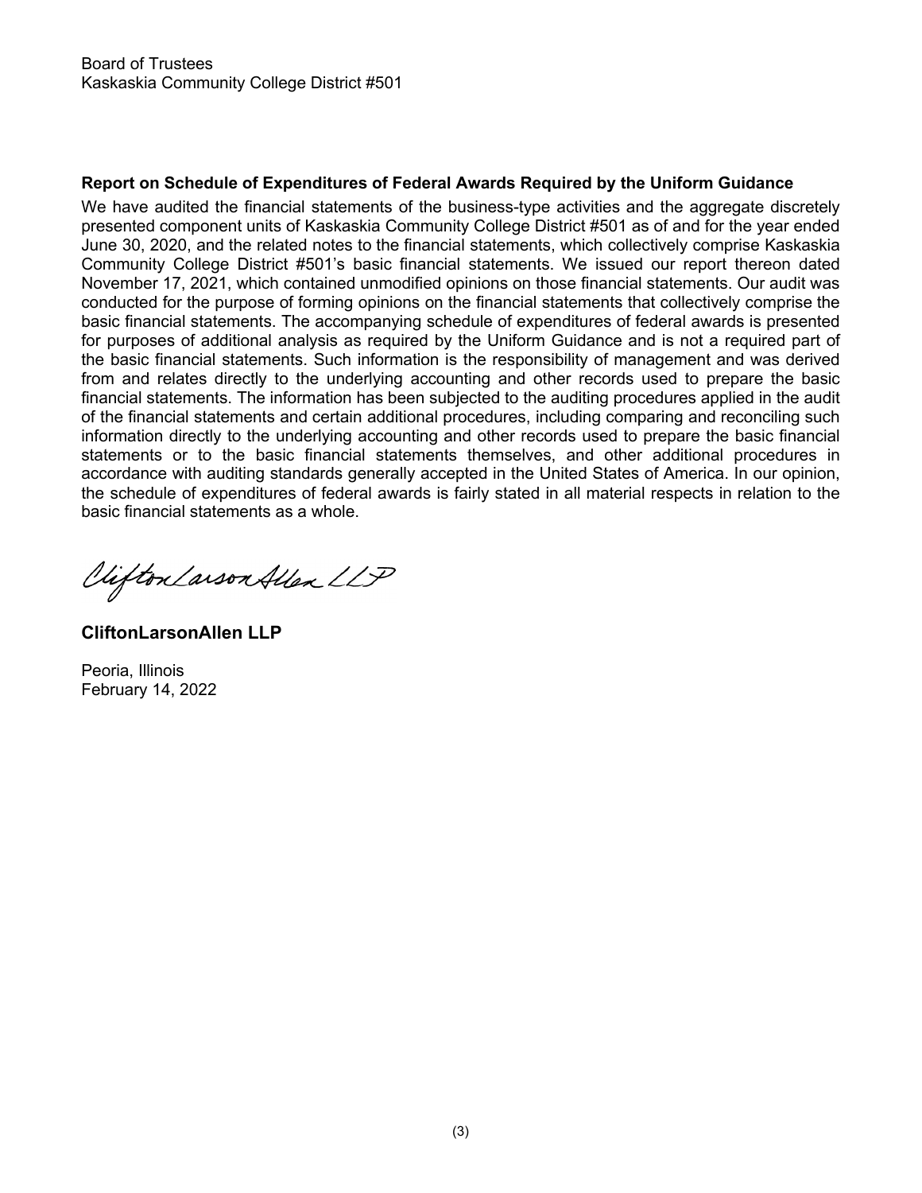Board of Trustees
Kaskaskia Community College District #501

**Report on Schedule of Expenditures of Federal Awards Required by the Uniform Guidance**

We have audited the financial statements of the business-type activities and the aggregate discretely presented component units of Kaskaskia Community College District #501 as of and for the year ended June 30, 2020, and the related notes to the financial statements, which collectively comprise Kaskaskia Community College District #501's basic financial statements. We issued our report thereon dated November 17, 2021, which contained unmodified opinions on those financial statements. Our audit was conducted for the purpose of forming opinions on the financial statements that collectively comprise the basic financial statements. The accompanying schedule of expenditures of federal awards is presented for purposes of additional analysis as required by the Uniform Guidance and is not a required part of the basic financial statements. Such information is the responsibility of management and was derived from and relates directly to the underlying accounting and other records used to prepare the basic financial statements. The information has been subjected to the auditing procedures applied in the audit of the financial statements and certain additional procedures, including comparing and reconciling such information directly to the underlying accounting and other records used to prepare the basic financial statements or to the basic financial statements themselves, and other additional procedures in accordance with auditing standards generally accepted in the United States of America. In our opinion, the schedule of expenditures of federal awards is fairly stated in all material respects in relation to the basic financial statements as a whole.

CliftonLarsonAllen LLP

**CliftonLarsonAllen LLP**

Peoria, Illinois
February 14, 2022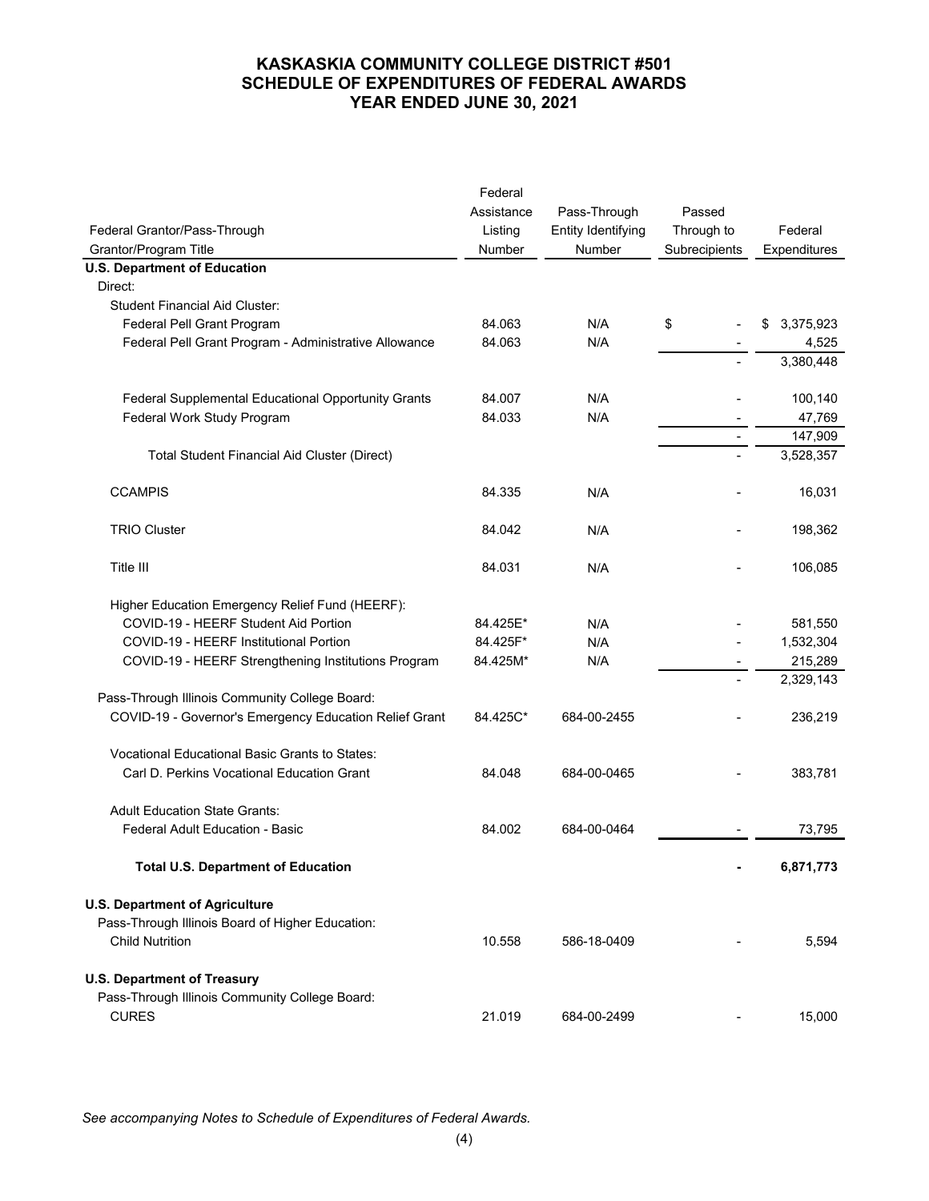# KASKASKIA COMMUNITY COLLEGE DISTRICT #501
# SCHEDULE OF EXPENDITURES OF FEDERAL AWARDS
# YEAR ENDED JUNE 30, 2021

| Federal Grantor/Pass-Through Grantor/Program Title | Federal Assistance Listing Number | Pass-Through Entity Identifying Number | Passed Through to Subrecipients | Federal Expenditures |
|---|---|---|---|---|
| **U.S. Department of Education** | | | | |
| Direct: | | | | |
| Student Financial Aid Cluster: | | | | |
| Federal Pell Grant Program | 84.063 | N/A | $ - | $ 3,375,923 |
| Federal Pell Grant Program - Administrative Allowance | 84.063 | N/A | - | 4,525 |
| | | | - | 3,380,448 |
| Federal Supplemental Educational Opportunity Grants | 84.007 | N/A | - | 100,140 |
| Federal Work Study Program | 84.033 | N/A | - | 47,769 |
| | | | - | 147,909 |
| Total Student Financial Aid Cluster (Direct) | | | - | 3,528,357 |
| CCAMPIS | 84.335 | N/A | - | 16,031 |
| TRIO Cluster | 84.042 | N/A | - | 198,362 |
| Title III | 84.031 | N/A | - | 106,085 |
| Higher Education Emergency Relief Fund (HEERF): | | | | |
| COVID-19 - HEERF Student Aid Portion | 84.425E* | N/A | - | 581,550 |
| COVID-19 - HEERF Institutional Portion | 84.425F* | N/A | - | 1,532,304 |
| COVID-19 - HEERF Strengthening Institutions Program | 84.425M* | N/A | - | 215,289 |
| | | | - | 2,329,143 |
| Pass-Through Illinois Community College Board: | | | | |
| COVID-19 - Governor's Emergency Education Relief Grant | 84.425C* | 684-00-2455 | - | 236,219 |
| Vocational Educational Basic Grants to States: | | | | |
| Carl D. Perkins Vocational Education Grant | 84.048 | 684-00-0465 | - | 383,781 |
| Adult Education State Grants: | | | | |
| Federal Adult Education - Basic | 84.002 | 684-00-0464 | - | 73,795 |
| **Total U.S. Department of Education** | | | **-** | **6,871,773** |
| **U.S. Department of Agriculture** | | | | |
| Pass-Through Illinois Board of Higher Education: | | | | |
| Child Nutrition | 10.558 | 586-18-0409 | - | 5,594 |
| **U.S. Department of Treasury** | | | | |
| Pass-Through Illinois Community College Board: | | | | |
| CURES | 21.019 | 684-00-2499 | - | 15,000 |

*See accompanying Notes to Schedule of Expenditures of Federal Awards.*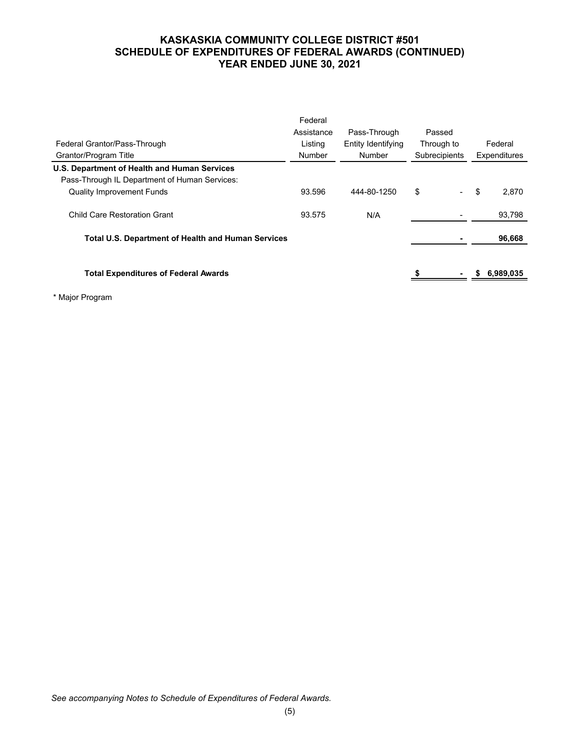# KASKASKIA COMMUNITY COLLEGE DISTRICT #501
## SCHEDULE OF EXPENDITURES OF FEDERAL AWARDS (CONTINUED)
## YEAR ENDED JUNE 30, 2021

| Federal Grantor/Pass-Through Grantor/Program Title | Federal Assistance Listing Number | Pass-Through Entity Identifying Number | Passed Through to Subrecipients | Federal Expenditures |
|---|---|---|---|---|
| **U.S. Department of Health and Human Services** | | | | |
| Pass-Through IL Department of Human Services: | | | | |
| Quality Improvement Funds | 93.596 | 444-80-1250 | $ - | $ 2,870 |
| Child Care Restoration Grant | 93.575 | N/A | - | 93,798 |
| **Total U.S. Department of Health and Human Services** | | | **-** | **96,668** |
| **Total Expenditures of Federal Awards** | | | **$ -** | **$ 6,989,035** |

\* Major Program

*See accompanying Notes to Schedule of Expenditures of Federal Awards.*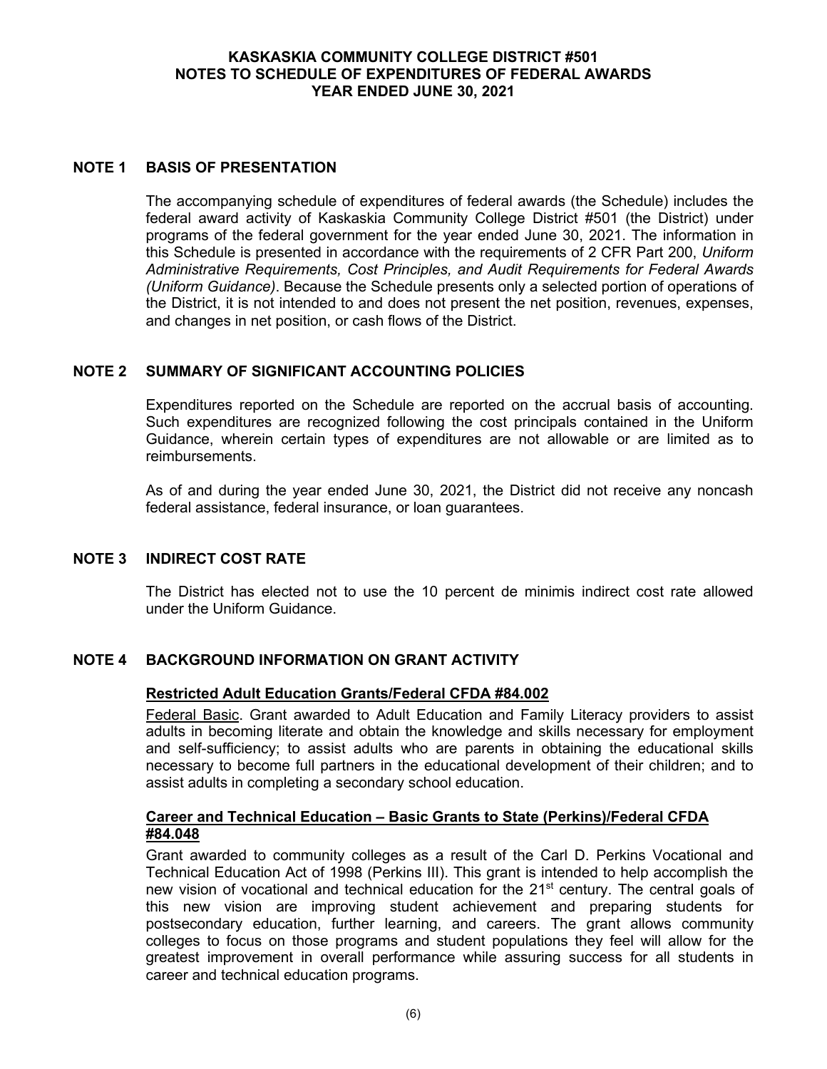# KASKASKIA COMMUNITY COLLEGE DISTRICT #501
# NOTES TO SCHEDULE OF EXPENDITURES OF FEDERAL AWARDS
# YEAR ENDED JUNE 30, 2021

## NOTE 1 BASIS OF PRESENTATION

The accompanying schedule of expenditures of federal awards (the Schedule) includes the federal award activity of Kaskaskia Community College District #501 (the District) under programs of the federal government for the year ended June 30, 2021. The information in this Schedule is presented in accordance with the requirements of 2 CFR Part 200, *Uniform Administrative Requirements, Cost Principles, and Audit Requirements for Federal Awards (Uniform Guidance)*. Because the Schedule presents only a selected portion of operations of the District, it is not intended to and does not present the net position, revenues, expenses, and changes in net position, or cash flows of the District.

## NOTE 2 SUMMARY OF SIGNIFICANT ACCOUNTING POLICIES

Expenditures reported on the Schedule are reported on the accrual basis of accounting. Such expenditures are recognized following the cost principals contained in the Uniform Guidance, wherein certain types of expenditures are not allowable or are limited as to reimbursements.

As of and during the year ended June 30, 2021, the District did not receive any noncash federal assistance, federal insurance, or loan guarantees.

## NOTE 3 INDIRECT COST RATE

The District has elected not to use the 10 percent de minimis indirect cost rate allowed under the Uniform Guidance.

## NOTE 4 BACKGROUND INFORMATION ON GRANT ACTIVITY

### Restricted Adult Education Grants/Federal CFDA #84.002

Federal Basic. Grant awarded to Adult Education and Family Literacy providers to assist adults in becoming literate and obtain the knowledge and skills necessary for employment and self-sufficiency; to assist adults who are parents in obtaining the educational skills necessary to become full partners in the educational development of their children; and to assist adults in completing a secondary school education.

### Career and Technical Education – Basic Grants to State (Perkins)/Federal CFDA #84.048

Grant awarded to community colleges as a result of the Carl D. Perkins Vocational and Technical Education Act of 1998 (Perkins III). This grant is intended to help accomplish the new vision of vocational and technical education for the 21st century. The central goals of this new vision are improving student achievement and preparing students for postsecondary education, further learning, and careers. The grant allows community colleges to focus on those programs and student populations they feel will allow for the greatest improvement in overall performance while assuring success for all students in career and technical education programs.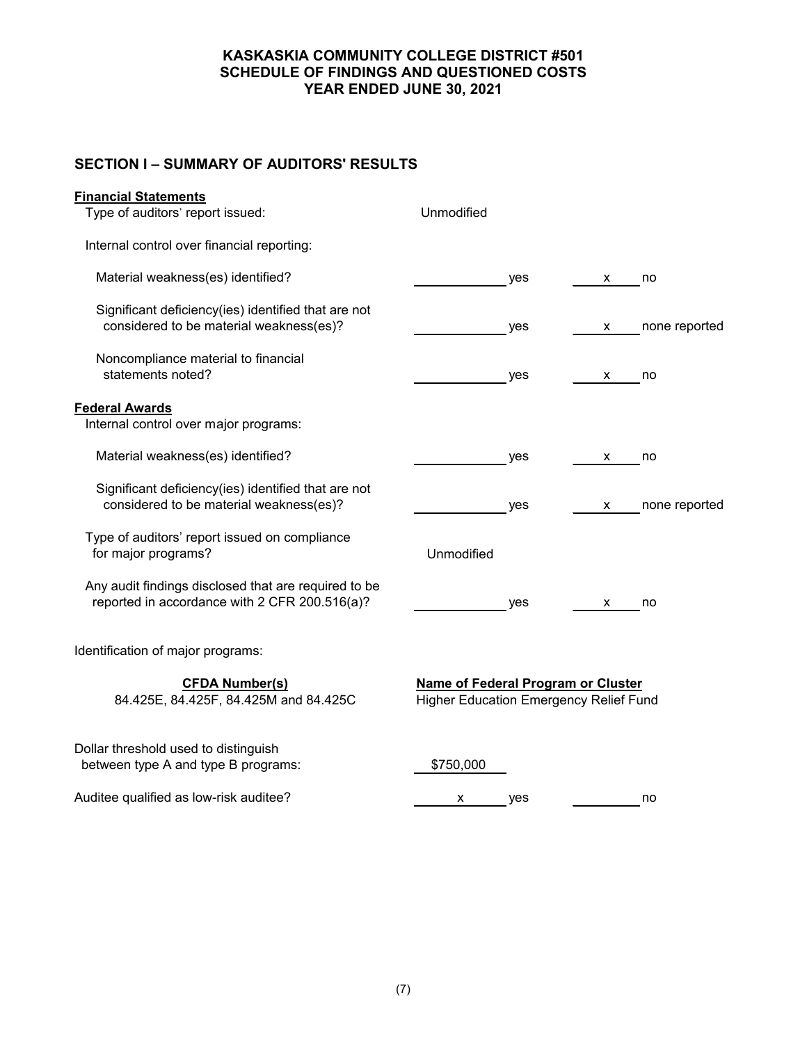# KASKASKIA COMMUNITY COLLEGE DISTRICT #501
## SCHEDULE OF FINDINGS AND QUESTIONED COSTS
## YEAR ENDED JUNE 30, 2021

### SECTION I – SUMMARY OF AUDITORS' RESULTS

**Financial Statements**

Type of auditors' report issued: Unmodified

Internal control over financial reporting:

| | | |
|---|---|---|
| Material weakness(es) identified? | ____ yes | x no |
| Significant deficiency(ies) identified that are not considered to be material weakness(es)? | ____ yes | x none reported |
| Noncompliance material to financial statements noted? | ____ yes | x no |

**Federal Awards**

Internal control over major programs:

| | | |
|---|---|---|
| Material weakness(es) identified? | ____ yes | x no |
| Significant deficiency(ies) identified that are not considered to be material weakness(es)? | ____ yes | x none reported |

Type of auditors' report issued on compliance for major programs? Unmodified

| | | |
|---|---|---|
| Any audit findings disclosed that are required to be reported in accordance with 2 CFR 200.516(a)? | ____ yes | x no |

Identification of major programs:

| CFDA Number(s) | Name of Federal Program or Cluster |
|---|---|
| 84.425E, 84.425F, 84.425M and 84.425C | Higher Education Emergency Relief Fund |

Dollar threshold used to distinguish between type A and type B programs: $750,000

| | | |
|---|---|---|
| Auditee qualified as low-risk auditee? | x yes | ____ no |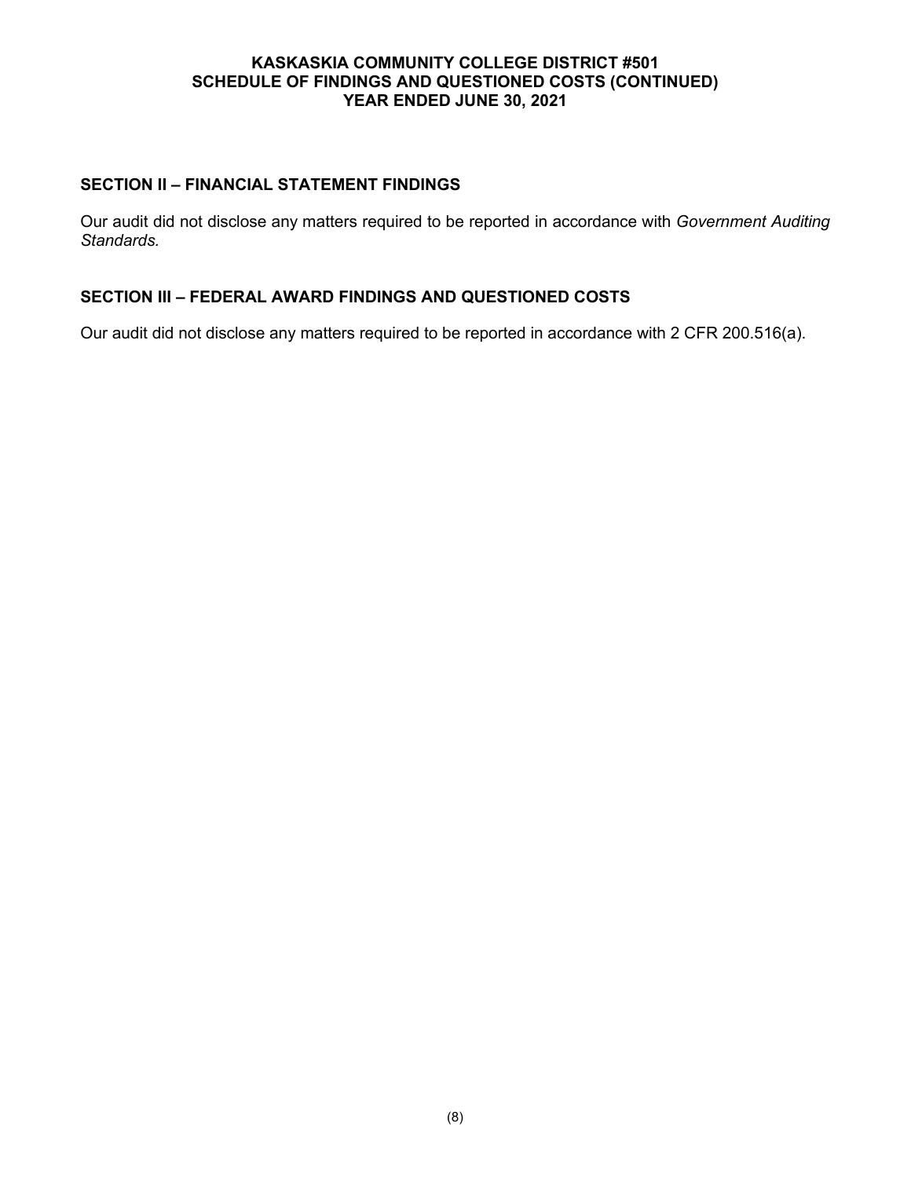# KASKASKIA COMMUNITY COLLEGE DISTRICT #501
# SCHEDULE OF FINDINGS AND QUESTIONED COSTS (CONTINUED)
# YEAR ENDED JUNE 30, 2021

## SECTION II – FINANCIAL STATEMENT FINDINGS

Our audit did not disclose any matters required to be reported in accordance with *Government Auditing Standards.*

## SECTION III – FEDERAL AWARD FINDINGS AND QUESTIONED COSTS

Our audit did not disclose any matters required to be reported in accordance with 2 CFR 200.516(a).